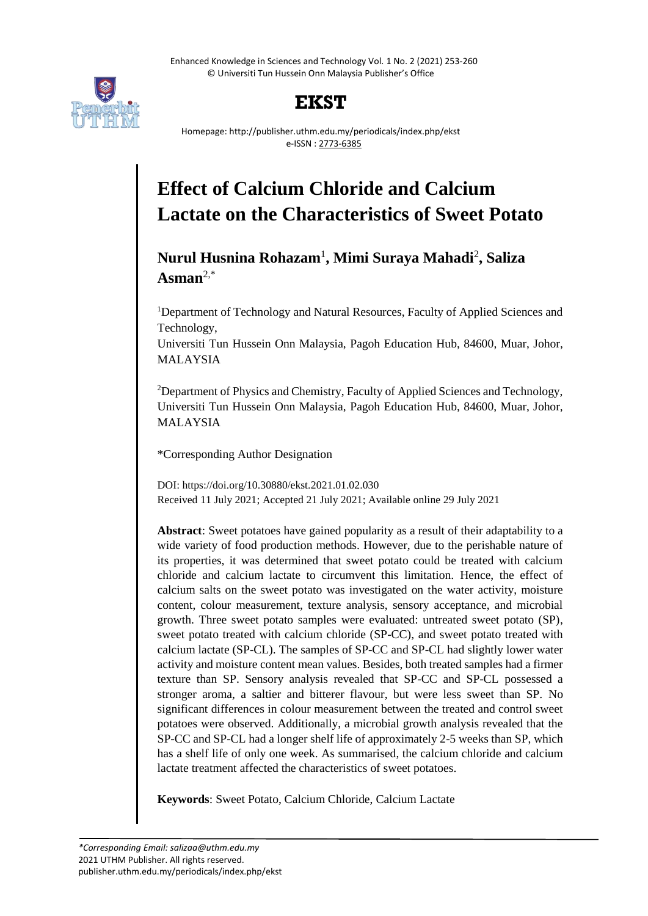# Effect of Calcium Chloride and Calcium Lactate on the Characteristics of Sweet Potato

**Nurul Husnina Rohazam**[1]**, Mimi Suraya Mahadi**[2]**, Saliza Asman**[2,*]

[1]Department of Technology and Natural Resources, Faculty of Applied Sciences and Technology,
Universiti Tun Hussein Onn Malaysia, Pagoh Education Hub, 84600, Muar, Johor, MALAYSIA

[2]Department of Physics and Chemistry, Faculty of Applied Sciences and Technology, Universiti Tun Hussein Onn Malaysia, Pagoh Education Hub, 84600, Muar, Johor, MALAYSIA

*Corresponding Author Designation

DOI: https://doi.org/10.30880/ekst.2021.01.02.030
Received 11 July 2021; Accepted 21 July 2021; Available online 29 July 2021

**Abstract**: Sweet potatoes have gained popularity as a result of their adaptability to a wide variety of food production methods. However, due to the perishable nature of its properties, it was determined that sweet potato could be treated with calcium chloride and calcium lactate to circumvent this limitation. Hence, the effect of calcium salts on the sweet potato was investigated on the water activity, moisture content, colour measurement, texture analysis, sensory acceptance, and microbial growth. Three sweet potato samples were evaluated: untreated sweet potato (SP), sweet potato treated with calcium chloride (SP-CC), and sweet potato treated with calcium lactate (SP-CL). The samples of SP-CC and SP-CL had slightly lower water activity and moisture content mean values. Besides, both treated samples had a firmer texture than SP. Sensory analysis revealed that SP-CC and SP-CL possessed a stronger aroma, a saltier and bitterer flavour, but were less sweet than SP. No significant differences in colour measurement between the treated and control sweet potatoes were observed. Additionally, a microbial growth analysis revealed that the SP-CC and SP-CL had a longer shelf life of approximately 2-5 weeks than SP, which has a shelf life of only one week. As summarised, the calcium chloride and calcium lactate treatment affected the characteristics of sweet potatoes.

**Keywords**: Sweet Potato, Calcium Chloride, Calcium Lactate

*Corresponding Email: salizaa@uthm.edu.my*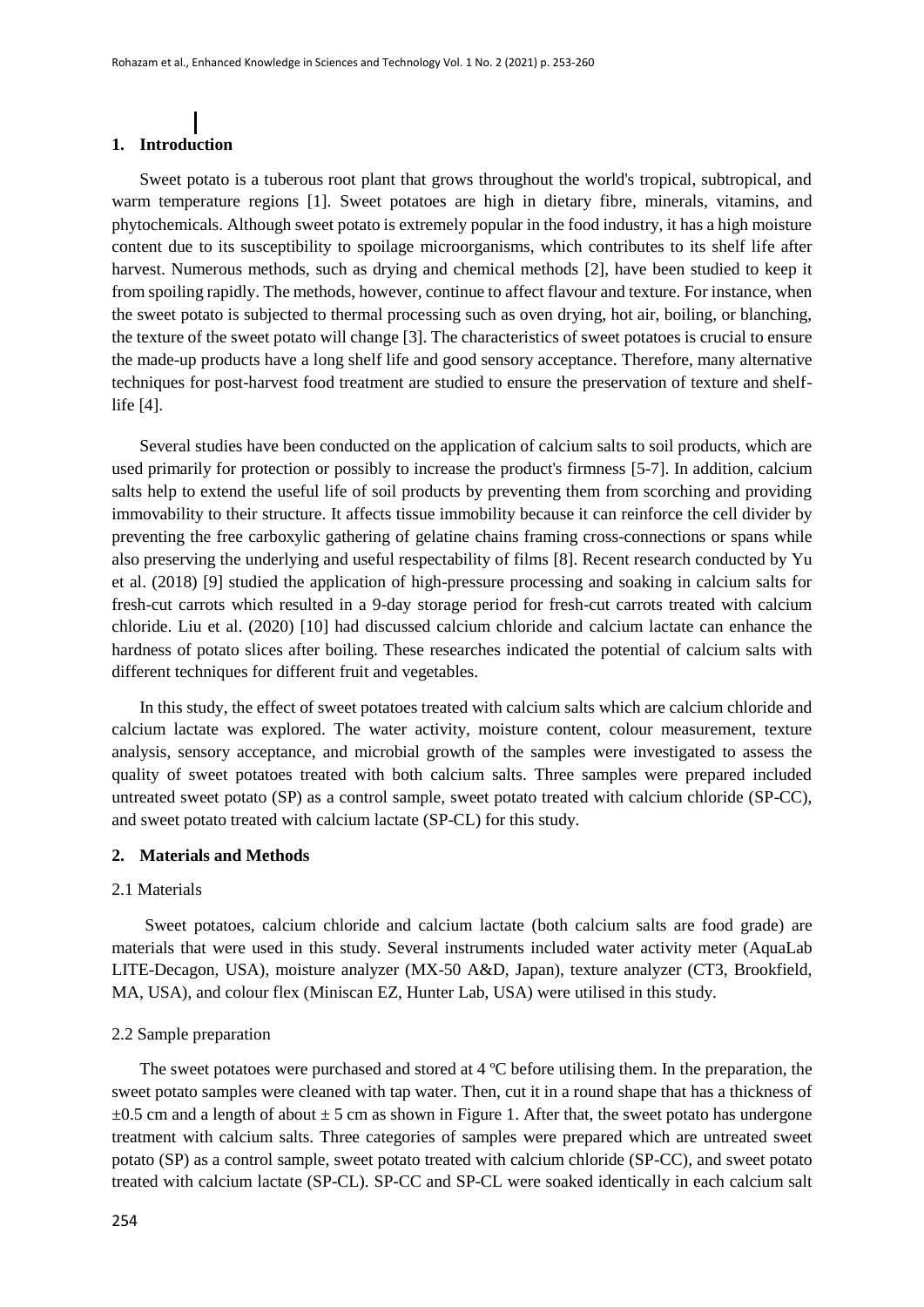## 1. Introduction

Sweet potato is a tuberous root plant that grows throughout the world's tropical, subtropical, and warm temperature regions [1]. Sweet potatoes are high in dietary fibre, minerals, vitamins, and phytochemicals. Although sweet potato is extremely popular in the food industry, it has a high moisture content due to its susceptibility to spoilage microorganisms, which contributes to its shelf life after harvest. Numerous methods, such as drying and chemical methods [2], have been studied to keep it from spoiling rapidly. The methods, however, continue to affect flavour and texture. For instance, when the sweet potato is subjected to thermal processing such as oven drying, hot air, boiling, or blanching, the texture of the sweet potato will change [3]. The characteristics of sweet potatoes is crucial to ensure the made-up products have a long shelf life and good sensory acceptance. Therefore, many alternative techniques for post-harvest food treatment are studied to ensure the preservation of texture and shelf-life [4].

Several studies have been conducted on the application of calcium salts to soil products, which are used primarily for protection or possibly to increase the product's firmness [5-7]. In addition, calcium salts help to extend the useful life of soil products by preventing them from scorching and providing immovability to their structure. It affects tissue immobility because it can reinforce the cell divider by preventing the free carboxylic gathering of gelatine chains framing cross-connections or spans while also preserving the underlying and useful respectability of films [8]. Recent research conducted by Yu et al. (2018) [9] studied the application of high-pressure processing and soaking in calcium salts for fresh-cut carrots which resulted in a 9-day storage period for fresh-cut carrots treated with calcium chloride. Liu et al. (2020) [10] had discussed calcium chloride and calcium lactate can enhance the hardness of potato slices after boiling. These researches indicated the potential of calcium salts with different techniques for different fruit and vegetables.

In this study, the effect of sweet potatoes treated with calcium salts which are calcium chloride and calcium lactate was explored. The water activity, moisture content, colour measurement, texture analysis, sensory acceptance, and microbial growth of the samples were investigated to assess the quality of sweet potatoes treated with both calcium salts. Three samples were prepared included untreated sweet potato (SP) as a control sample, sweet potato treated with calcium chloride (SP-CC), and sweet potato treated with calcium lactate (SP-CL) for this study.

## 2. Materials and Methods

### 2.1 Materials

Sweet potatoes, calcium chloride and calcium lactate (both calcium salts are food grade) are materials that were used in this study. Several instruments included water activity meter (AquaLab LITE-Decagon, USA), moisture analyzer (MX-50 A&D, Japan), texture analyzer (CT3, Brookfield, MA, USA), and colour flex (Miniscan EZ, Hunter Lab, USA) were utilised in this study.

### 2.2 Sample preparation

The sweet potatoes were purchased and stored at 4 ºC before utilising them. In the preparation, the sweet potato samples were cleaned with tap water. Then, cut it in a round shape that has a thickness of $\pm 0.5$ cm and a length of about $\pm 5$ cm as shown in Figure 1. After that, the sweet potato has undergone treatment with calcium salts. Three categories of samples were prepared which are untreated sweet potato (SP) as a control sample, sweet potato treated with calcium chloride (SP-CC), and sweet potato treated with calcium lactate (SP-CL). SP-CC and SP-CL were soaked identically in each calcium salt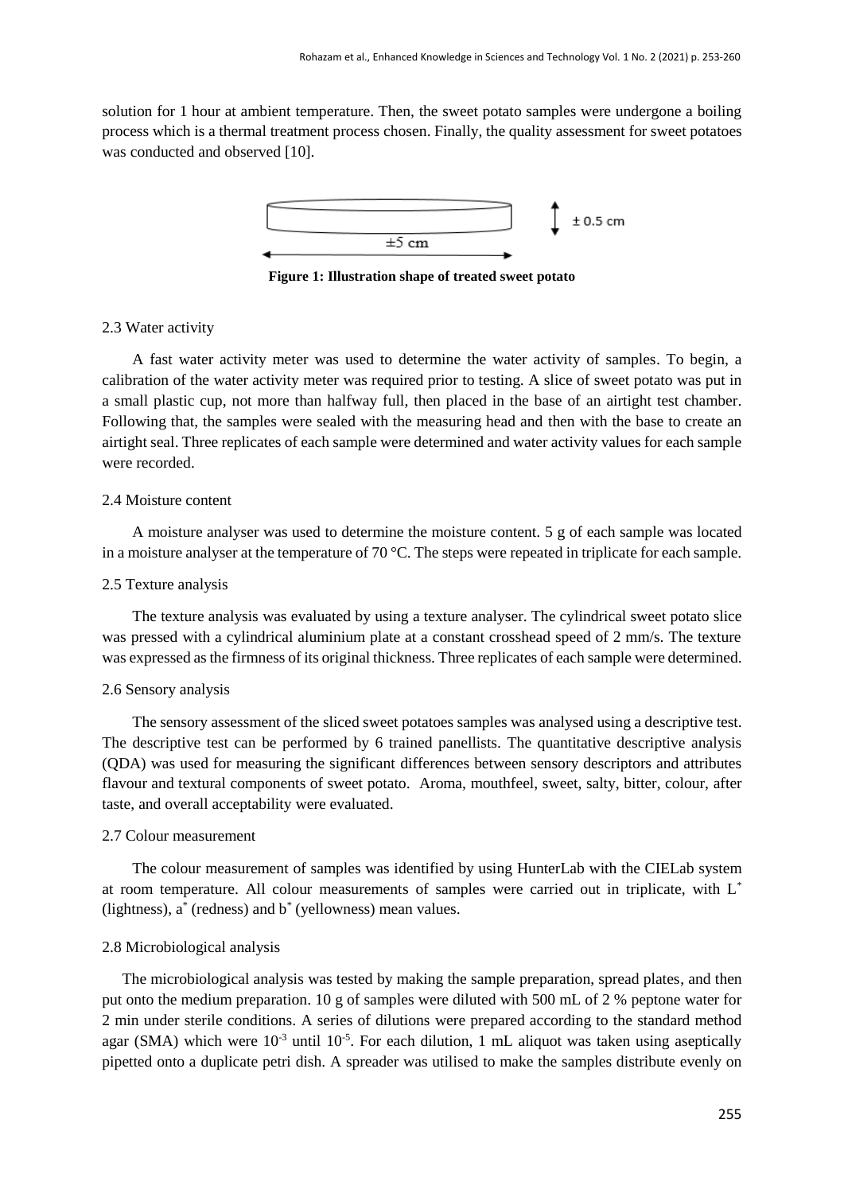solution for 1 hour at ambient temperature. Then, the sweet potato samples were undergone a boiling process which is a thermal treatment process chosen. Finally, the quality assessment for sweet potatoes was conducted and observed [10].

**Figure 1: Illustration shape of treated sweet potato**

### 2.3 Water activity

A fast water activity meter was used to determine the water activity of samples. To begin, a calibration of the water activity meter was required prior to testing. A slice of sweet potato was put in a small plastic cup, not more than halfway full, then placed in the base of an airtight test chamber. Following that, the samples were sealed with the measuring head and then with the base to create an airtight seal. Three replicates of each sample were determined and water activity values for each sample were recorded.

### 2.4 Moisture content

A moisture analyser was used to determine the moisture content. 5 g of each sample was located in a moisture analyser at the temperature of 70 °C. The steps were repeated in triplicate for each sample.

### 2.5 Texture analysis

The texture analysis was evaluated by using a texture analyser. The cylindrical sweet potato slice was pressed with a cylindrical aluminium plate at a constant crosshead speed of 2 mm/s. The texture was expressed as the firmness of its original thickness. Three replicates of each sample were determined.

### 2.6 Sensory analysis

The sensory assessment of the sliced sweet potatoes samples was analysed using a descriptive test. The descriptive test can be performed by 6 trained panellists. The quantitative descriptive analysis (QDA) was used for measuring the significant differences between sensory descriptors and attributes flavour and textural components of sweet potato. Aroma, mouthfeel, sweet, salty, bitter, colour, after taste, and overall acceptability were evaluated.

### 2.7 Colour measurement

The colour measurement of samples was identified by using HunterLab with the CIELab system at room temperature. All colour measurements of samples were carried out in triplicate, with $L^*$ (lightness), $a^*$ (redness) and $b^*$ (yellowness) mean values.

### 2.8 Microbiological analysis

The microbiological analysis was tested by making the sample preparation, spread plates, and then put onto the medium preparation. 10 g of samples were diluted with 500 mL of 2 % peptone water for 2 min under sterile conditions. A series of dilutions were prepared according to the standard method agar (SMA) which were $10^{-3}$ until $10^{-5}$. For each dilution, 1 mL aliquot was taken using aseptically pipetted onto a duplicate petri dish. A spreader was utilised to make the samples distribute evenly on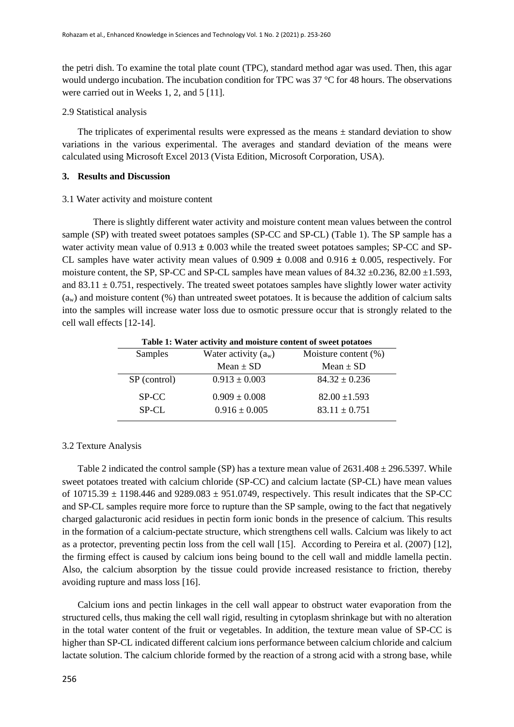the petri dish. To examine the total plate count (TPC), standard method agar was used. Then, this agar would undergo incubation. The incubation condition for TPC was 37 °C for 48 hours. The observations were carried out in Weeks 1, 2, and 5 [11].

2.9 Statistical analysis

The triplicates of experimental results were expressed as the means ± standard deviation to show variations in the various experimental. The averages and standard deviation of the means were calculated using Microsoft Excel 2013 (Vista Edition, Microsoft Corporation, USA).

## 3. Results and Discussion

3.1 Water activity and moisture content

There is slightly different water activity and moisture content mean values between the control sample (SP) with treated sweet potatoes samples (SP-CC and SP-CL) (Table 1). The SP sample has a water activity mean value of 0.913 ± 0.003 while the treated sweet potatoes samples; SP-CC and SP-CL samples have water activity mean values of 0.909 ± 0.008 and 0.916 ± 0.005, respectively. For moisture content, the SP, SP-CC and SP-CL samples have mean values of 84.32 ±0.236, 82.00 ±1.593, and 83.11 ± 0.751, respectively. The treated sweet potatoes samples have slightly lower water activity ($a_w$) and moisture content (%) than untreated sweet potatoes. It is because the addition of calcium salts into the samples will increase water loss due to osmotic pressure occur that is strongly related to the cell wall effects [12-14].

**Table 1: Water activity and moisture content of sweet potatoes**

| Samples | Water activity ($a_w$) Mean ± SD | Moisture content (%) Mean ± SD |
|---|---|---|
| SP (control) | 0.913 ± 0.003 | 84.32 ± 0.236 |
| SP-CC | 0.909 ± 0.008 | 82.00 ±1.593 |
| SP-CL | 0.916 ± 0.005 | 83.11 ± 0.751 |

3.2 Texture Analysis

Table 2 indicated the control sample (SP) has a texture mean value of 2631.408 ± 296.5397. While sweet potatoes treated with calcium chloride (SP-CC) and calcium lactate (SP-CL) have mean values of 10715.39 ± 1198.446 and 9289.083 ± 951.0749, respectively. This result indicates that the SP-CC and SP-CL samples require more force to rupture than the SP sample, owing to the fact that negatively charged galacturonic acid residues in pectin form ionic bonds in the presence of calcium. This results in the formation of a calcium-pectate structure, which strengthens cell walls. Calcium was likely to act as a protector, preventing pectin loss from the cell wall [15]. According to Pereira et al. (2007) [12], the firming effect is caused by calcium ions being bound to the cell wall and middle lamella pectin. Also, the calcium absorption by the tissue could provide increased resistance to friction, thereby avoiding rupture and mass loss [16].

Calcium ions and pectin linkages in the cell wall appear to obstruct water evaporation from the structured cells, thus making the cell wall rigid, resulting in cytoplasm shrinkage but with no alteration in the total water content of the fruit or vegetables. In addition, the texture mean value of SP-CC is higher than SP-CL indicated different calcium ions performance between calcium chloride and calcium lactate solution. The calcium chloride formed by the reaction of a strong acid with a strong base, while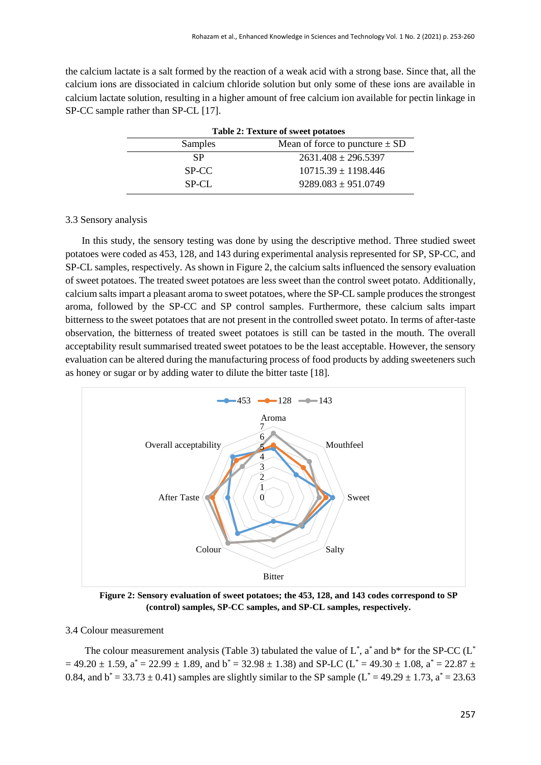the calcium lactate is a salt formed by the reaction of a weak acid with a strong base. Since that, all the calcium ions are dissociated in calcium chloride solution but only some of these ions are available in calcium lactate solution, resulting in a higher amount of free calcium ion available for pectin linkage in SP-CC sample rather than SP-CL [17].

**Table 2: Texture of sweet potatoes**

| Samples | Mean of force to puncture ± SD |
|---|---|
| SP | 2631.408 ± 296.5397 |
| SP-CC | 10715.39 ± 1198.446 |
| SP-CL | 9289.083 ± 951.0749 |

### 3.3 Sensory analysis

In this study, the sensory testing was done by using the descriptive method. Three studied sweet potatoes were coded as 453, 128, and 143 during experimental analysis represented for SP, SP-CC, and SP-CL samples, respectively. As shown in Figure 2, the calcium salts influenced the sensory evaluation of sweet potatoes. The treated sweet potatoes are less sweet than the control sweet potato. Additionally, calcium salts impart a pleasant aroma to sweet potatoes, where the SP-CL sample produces the strongest aroma, followed by the SP-CC and SP control samples. Furthermore, these calcium salts impart bitterness to the sweet potatoes that are not present in the controlled sweet potato. In terms of after-taste observation, the bitterness of treated sweet potatoes is still can be tasted in the mouth. The overall acceptability result summarised treated sweet potatoes to be the least acceptable. However, the sensory evaluation can be altered during the manufacturing process of food products by adding sweeteners such as honey or sugar or by adding water to dilute the bitter taste [18].

**Figure 2: Sensory evaluation of sweet potatoes; the 453, 128, and 143 codes correspond to SP (control) samples, SP-CC samples, and SP-CL samples, respectively.**

### 3.4 Colour measurement

The colour measurement analysis (Table 3) tabulated the value of $L^*$, $a^*$ and $b^*$ for the SP-CC ($L^* = 49.20 \pm 1.59$, $a^* = 22.99 \pm 1.89$, and $b^* = 32.98 \pm 1.38$) and SP-LC ($L^* = 49.30 \pm 1.08$, $a^* = 22.87 \pm 0.84$, and $b^* = 33.73 \pm 0.41$) samples are slightly similar to the SP sample ($L^* = 49.29 \pm 1.73$, $a^* = 23.63$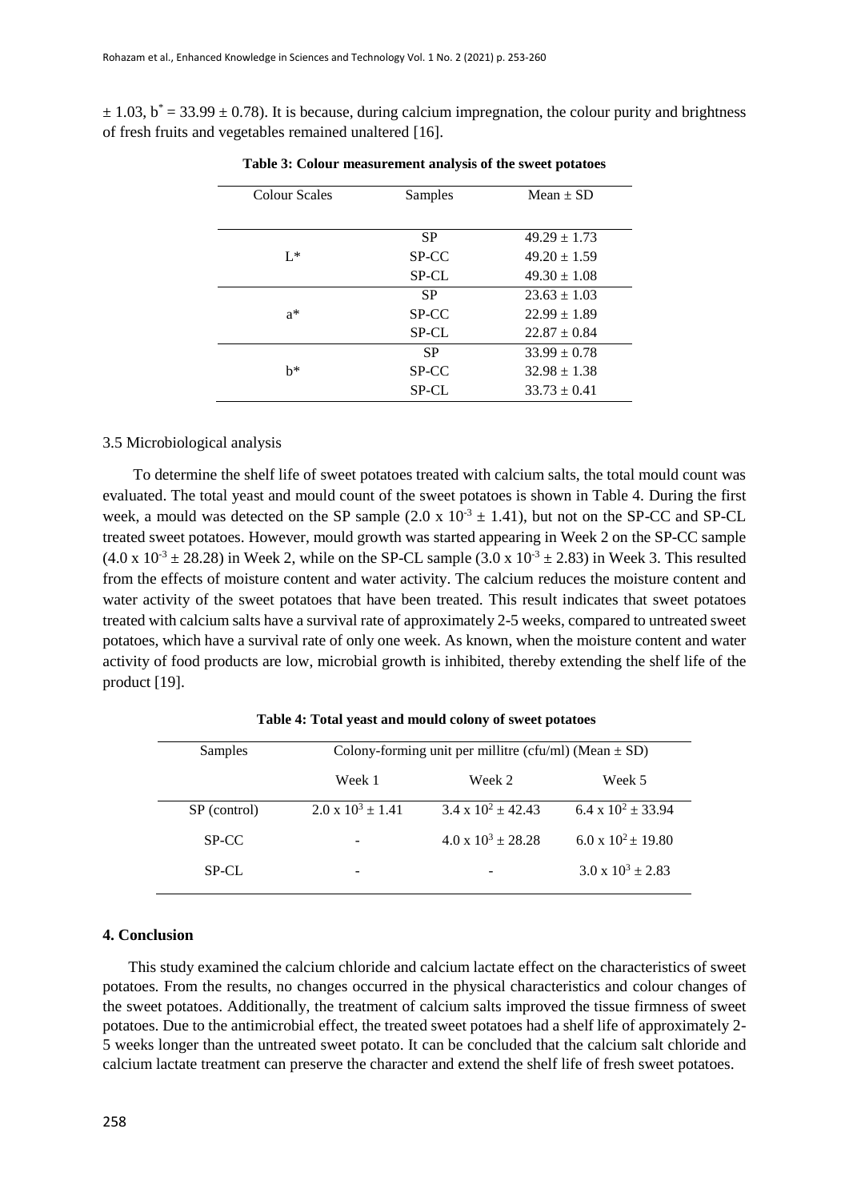$\pm$ 1.03, $b^* = 33.99 \pm 0.78$). It is because, during calcium impregnation, the colour purity and brightness of fresh fruits and vegetables remained unaltered [16].

**Table 3: Colour measurement analysis of the sweet potatoes**

| Colour Scales | Samples | Mean ± SD |
|---|---|---|
| L* | SP | 49.29 ± 1.73 |
| | SP-CC | 49.20 ± 1.59 |
| | SP-CL | 49.30 ± 1.08 |
| a* | SP | 23.63 ± 1.03 |
| | SP-CC | 22.99 ± 1.89 |
| | SP-CL | 22.87 ± 0.84 |
| b* | SP | 33.99 ± 0.78 |
| | SP-CC | 32.98 ± 1.38 |
| | SP-CL | 33.73 ± 0.41 |

3.5 Microbiological analysis

To determine the shelf life of sweet potatoes treated with calcium salts, the total mould count was evaluated. The total yeast and mould count of the sweet potatoes is shown in Table 4. During the first week, a mould was detected on the SP sample ($2.0 \times 10^{-3} \pm 1.41$), but not on the SP-CC and SP-CL treated sweet potatoes. However, mould growth was started appearing in Week 2 on the SP-CC sample ($4.0 \times 10^{-3} \pm 28.28$) in Week 2, while on the SP-CL sample ($3.0 \times 10^{-3} \pm 2.83$) in Week 3. This resulted from the effects of moisture content and water activity. The calcium reduces the moisture content and water activity of the sweet potatoes that have been treated. This result indicates that sweet potatoes treated with calcium salts have a survival rate of approximately 2-5 weeks, compared to untreated sweet potatoes, which have a survival rate of only one week. As known, when the moisture content and water activity of food products are low, microbial growth is inhibited, thereby extending the shelf life of the product [19].

**Table 4: Total yeast and mould colony of sweet potatoes**

| Samples | Colony-forming unit per millitre (cfu/ml) (Mean ± SD) | | |
|---|---|---|---|
| | Week 1 | Week 2 | Week 5 |
| SP (control) | $2.0 \times 10^3 \pm 1.41$ | $3.4 \times 10^2 \pm 42.43$ | $6.4 \times 10^2 \pm 33.94$ |
| SP-CC | - | $4.0 \times 10^3 \pm 28.28$ | $6.0 \times 10^2 \pm 19.80$ |
| SP-CL | - | - | $3.0 \times 10^3 \pm 2.83$ |

## 4. Conclusion

This study examined the calcium chloride and calcium lactate effect on the characteristics of sweet potatoes. From the results, no changes occurred in the physical characteristics and colour changes of the sweet potatoes. Additionally, the treatment of calcium salts improved the tissue firmness of sweet potatoes. Due to the antimicrobial effect, the treated sweet potatoes had a shelf life of approximately 2-5 weeks longer than the untreated sweet potato. It can be concluded that the calcium salt chloride and calcium lactate treatment can preserve the character and extend the shelf life of fresh sweet potatoes.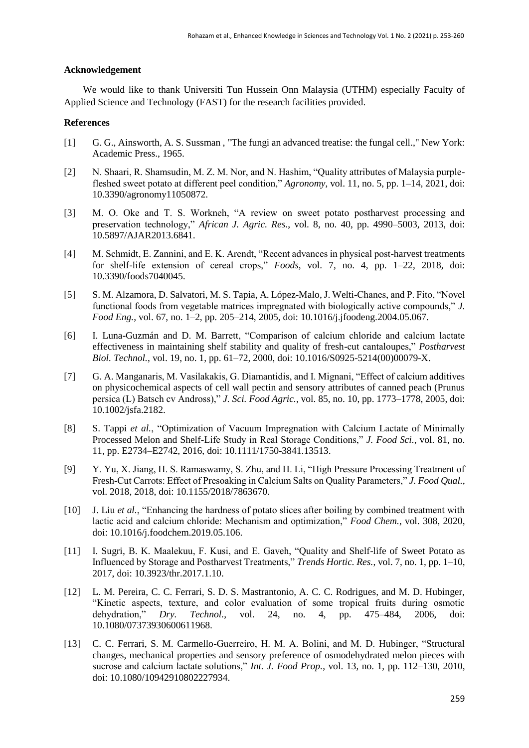## Acknowledgement

We would like to thank Universiti Tun Hussein Onn Malaysia (UTHM) especially Faculty of Applied Science and Technology (FAST) for the research facilities provided.

## References

[1] G. G., Ainsworth, A. S. Sussman , "The fungi an advanced treatise: the fungal cell.," New York: Academic Press., 1965.

[2] N. Shaari, R. Shamsudin, M. Z. M. Nor, and N. Hashim, "Quality attributes of Malaysia purple-fleshed sweet potato at different peel condition," *Agronomy*, vol. 11, no. 5, pp. 1–14, 2021, doi: 10.3390/agronomy11050872.

[3] M. O. Oke and T. S. Workneh, "A review on sweet potato postharvest processing and preservation technology," *African J. Agric. Res.*, vol. 8, no. 40, pp. 4990–5003, 2013, doi: 10.5897/AJAR2013.6841.

[4] M. Schmidt, E. Zannini, and E. K. Arendt, "Recent advances in physical post-harvest treatments for shelf-life extension of cereal crops," *Foods*, vol. 7, no. 4, pp. 1–22, 2018, doi: 10.3390/foods7040045.

[5] S. M. Alzamora, D. Salvatori, M. S. Tapia, A. López-Malo, J. Welti-Chanes, and P. Fito, "Novel functional foods from vegetable matrices impregnated with biologically active compounds," *J. Food Eng.*, vol. 67, no. 1–2, pp. 205–214, 2005, doi: 10.1016/j.jfoodeng.2004.05.067.

[6] I. Luna-Guzmán and D. M. Barrett, "Comparison of calcium chloride and calcium lactate effectiveness in maintaining shelf stability and quality of fresh-cut cantaloupes," *Postharvest Biol. Technol.*, vol. 19, no. 1, pp. 61–72, 2000, doi: 10.1016/S0925-5214(00)00079-X.

[7] G. A. Manganaris, M. Vasilakakis, G. Diamantidis, and I. Mignani, "Effect of calcium additives on physicochemical aspects of cell wall pectin and sensory attributes of canned peach (Prunus persica (L) Batsch cv Andross)," *J. Sci. Food Agric.*, vol. 85, no. 10, pp. 1773–1778, 2005, doi: 10.1002/jsfa.2182.

[8] S. Tappi *et al.*, "Optimization of Vacuum Impregnation with Calcium Lactate of Minimally Processed Melon and Shelf-Life Study in Real Storage Conditions," *J. Food Sci.*, vol. 81, no. 11, pp. E2734–E2742, 2016, doi: 10.1111/1750-3841.13513.

[9] Y. Yu, X. Jiang, H. S. Ramaswamy, S. Zhu, and H. Li, "High Pressure Processing Treatment of Fresh-Cut Carrots: Effect of Presoaking in Calcium Salts on Quality Parameters," *J. Food Qual.*, vol. 2018, 2018, doi: 10.1155/2018/7863670.

[10] J. Liu *et al.*, "Enhancing the hardness of potato slices after boiling by combined treatment with lactic acid and calcium chloride: Mechanism and optimization," *Food Chem.*, vol. 308, 2020, doi: 10.1016/j.foodchem.2019.05.106.

[11] I. Sugri, B. K. Maalekuu, F. Kusi, and E. Gaveh, "Quality and Shelf-life of Sweet Potato as Influenced by Storage and Postharvest Treatments," *Trends Hortic. Res.*, vol. 7, no. 1, pp. 1–10, 2017, doi: 10.3923/thr.2017.1.10.

[12] L. M. Pereira, C. C. Ferrari, S. D. S. Mastrantonio, A. C. C. Rodrigues, and M. D. Hubinger, "Kinetic aspects, texture, and color evaluation of some tropical fruits during osmotic dehydration," *Dry. Technol.*, vol. 24, no. 4, pp. 475–484, 2006, doi: 10.1080/07373930600611968.

[13] C. C. Ferrari, S. M. Carmello-Guerreiro, H. M. A. Bolini, and M. D. Hubinger, "Structural changes, mechanical properties and sensory preference of osmodehydrated melon pieces with sucrose and calcium lactate solutions," *Int. J. Food Prop.*, vol. 13, no. 1, pp. 112–130, 2010, doi: 10.1080/10942910802227934.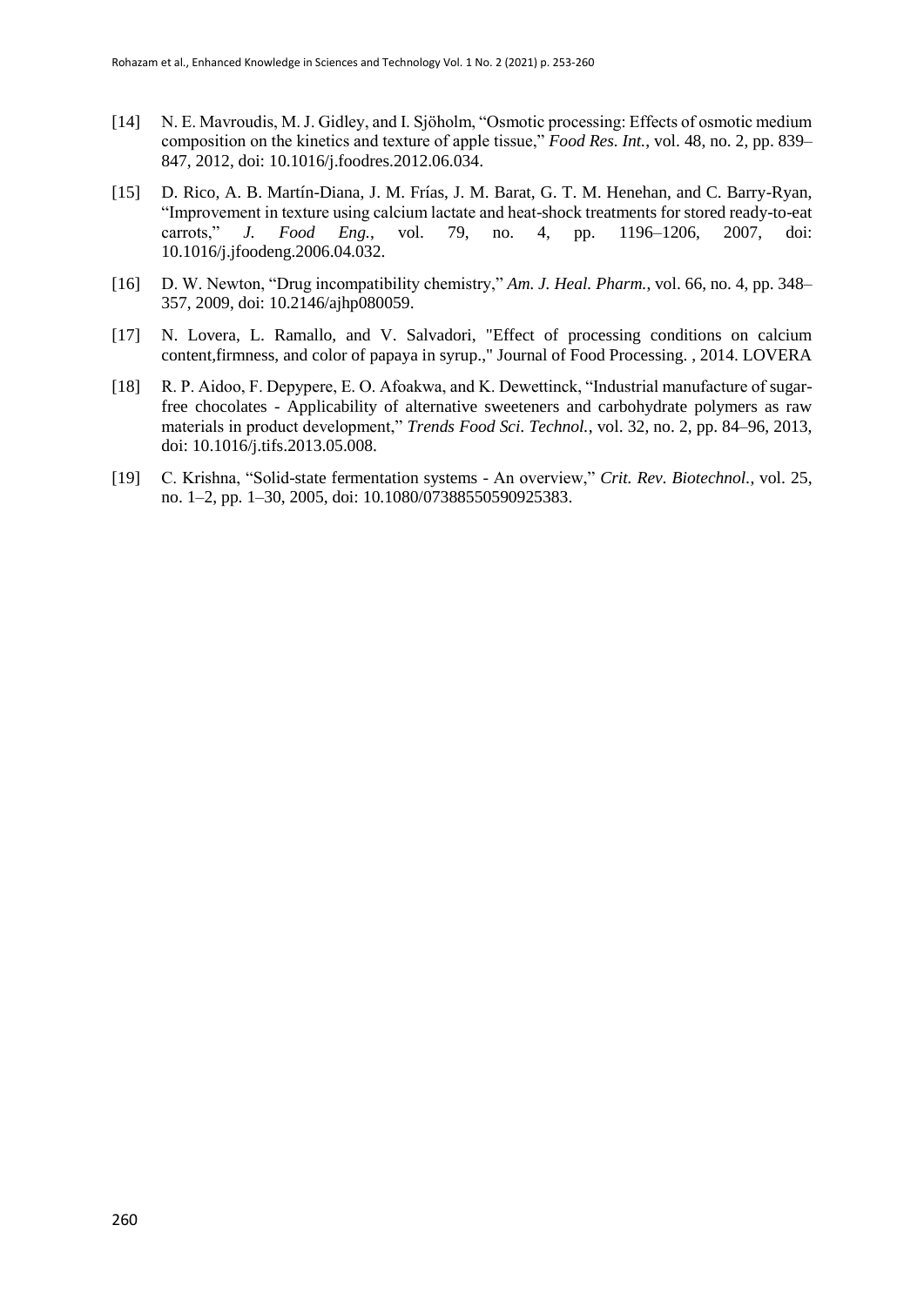[14] N. E. Mavroudis, M. J. Gidley, and I. Sjöholm, “Osmotic processing: Effects of osmotic medium composition on the kinetics and texture of apple tissue,” *Food Res. Int.*, vol. 48, no. 2, pp. 839–847, 2012, doi: 10.1016/j.foodres.2012.06.034.

[15] D. Rico, A. B. Martín-Diana, J. M. Frías, J. M. Barat, G. T. M. Henehan, and C. Barry-Ryan, “Improvement in texture using calcium lactate and heat-shock treatments for stored ready-to-eat carrots,” *J. Food Eng.*, vol. 79, no. 4, pp. 1196–1206, 2007, doi: 10.1016/j.jfoodeng.2006.04.032.

[16] D. W. Newton, “Drug incompatibility chemistry,” *Am. J. Heal. Pharm.*, vol. 66, no. 4, pp. 348–357, 2009, doi: 10.2146/ajhp080059.

[17] N. Lovera, L. Ramallo, and V. Salvadori, "Effect of processing conditions on calcium content,firmness, and color of papaya in syrup.," Journal of Food Processing. , 2014. LOVERA

[18] R. P. Aidoo, F. Depypere, E. O. Afoakwa, and K. Dewettinck, “Industrial manufacture of sugar-free chocolates - Applicability of alternative sweeteners and carbohydrate polymers as raw materials in product development,” *Trends Food Sci. Technol.*, vol. 32, no. 2, pp. 84–96, 2013, doi: 10.1016/j.tifs.2013.05.008.

[19] C. Krishna, “Solid-state fermentation systems - An overview,” *Crit. Rev. Biotechnol.*, vol. 25, no. 1–2, pp. 1–30, 2005, doi: 10.1080/07388550590925383.